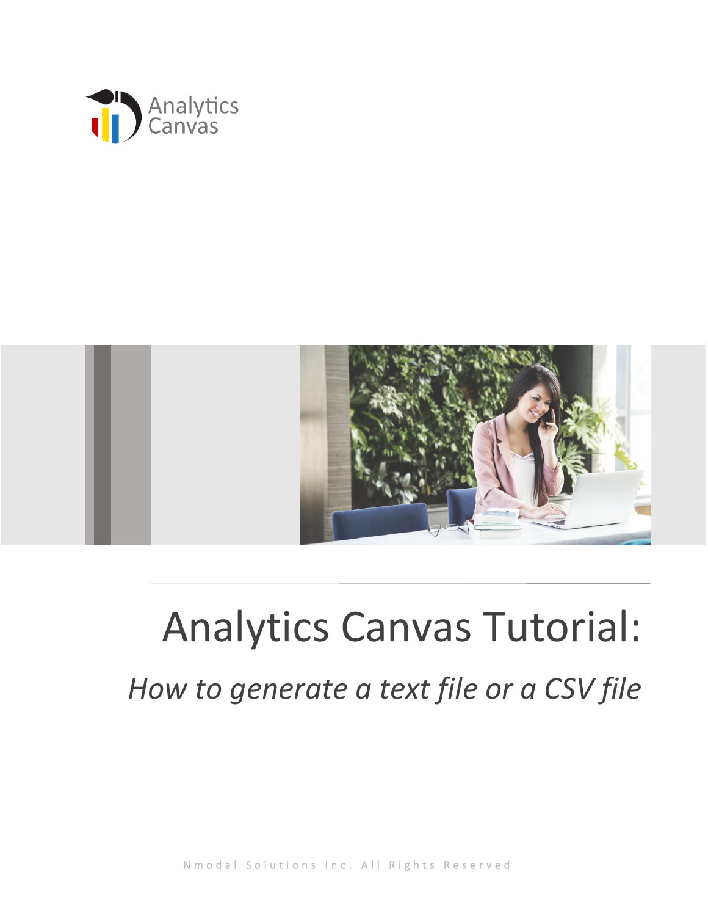Analytics Canvas

# Analytics Canvas Tutorial:

## *How to generate a text file or a CSV file*

Nmodal Solutions Inc. All Rights Reserved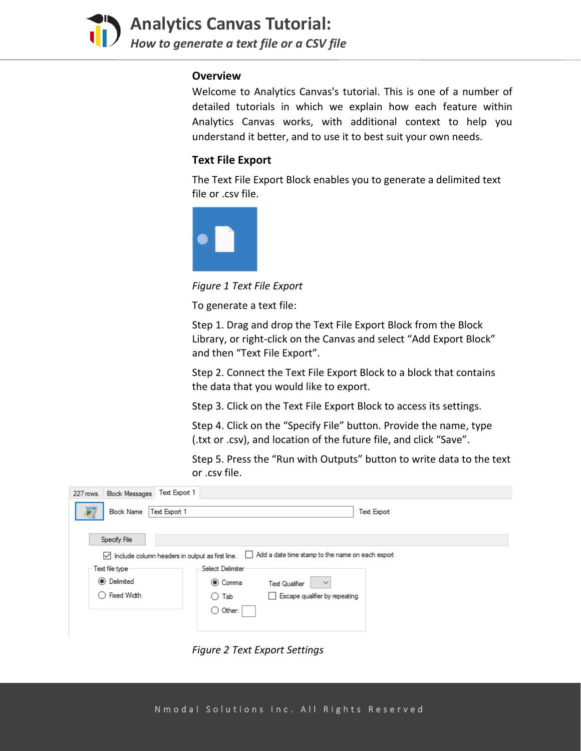## Overview

Welcome to Analytics Canvas's tutorial. This is one of a number of detailed tutorials in which we explain how each feature within Analytics Canvas works, with additional context to help you understand it better, and to use it to best suit your own needs.

## Text File Export

The Text File Export Block enables you to generate a delimited text file or .csv file.

*Figure 1 Text File Export*

To generate a text file:

Step 1. Drag and drop the Text File Export Block from the Block Library, or right-click on the Canvas and select “Add Export Block” and then “Text File Export”.

Step 2. Connect the Text File Export Block to a block that contains the data that you would like to export.

Step 3. Click on the Text File Export Block to access its settings.

Step 4. Click on the “Specify File” button. Provide the name, type (.txt or .csv), and location of the future file, and click “Save”.

Step 5. Press the “Run with Outputs” button to write data to the text or .csv file.

*Figure 2 Text Export Settings*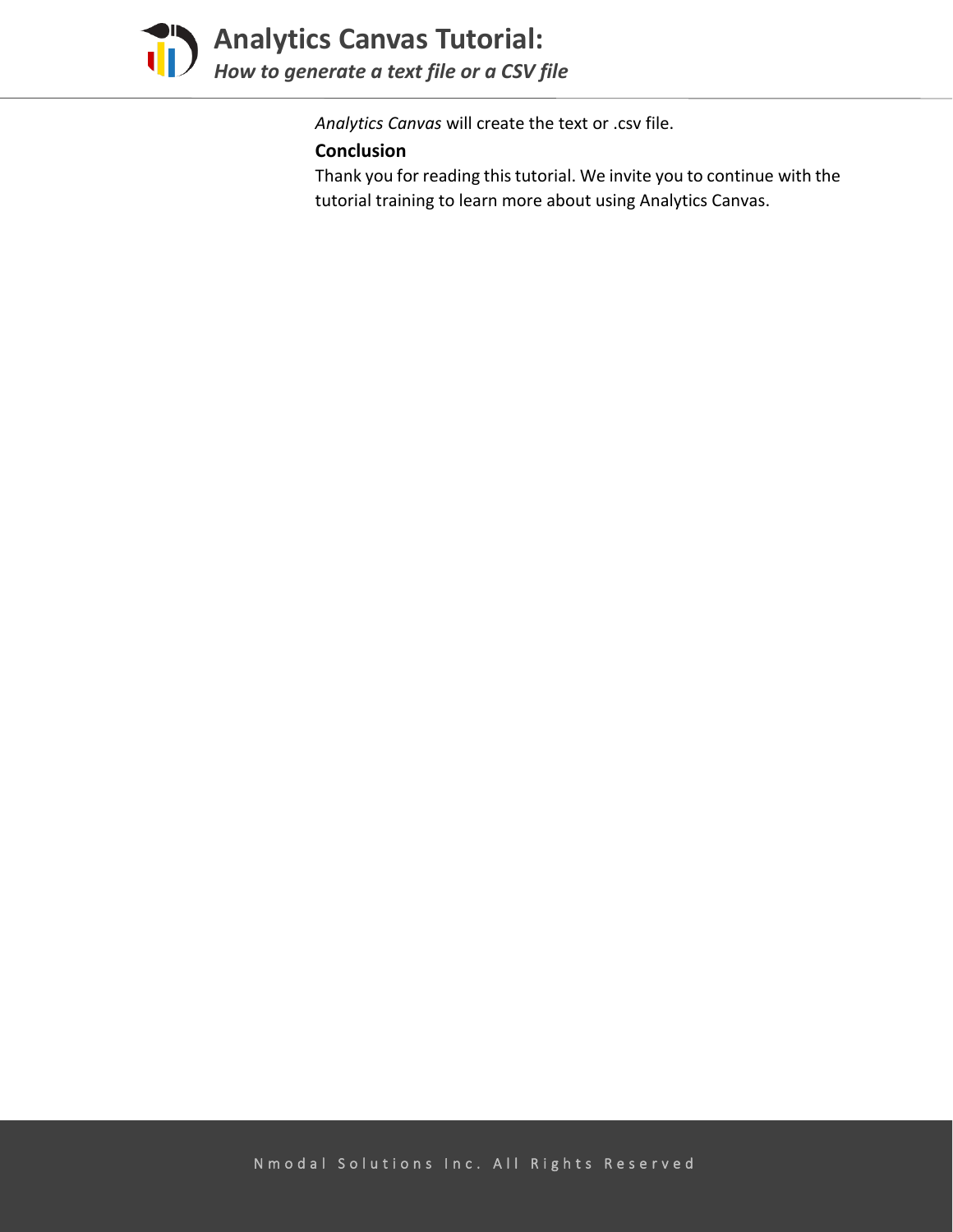*Analytics Canvas* will create the text or .csv file.

**Conclusion**

Thank you for reading this tutorial. We invite you to continue with the tutorial training to learn more about using Analytics Canvas.